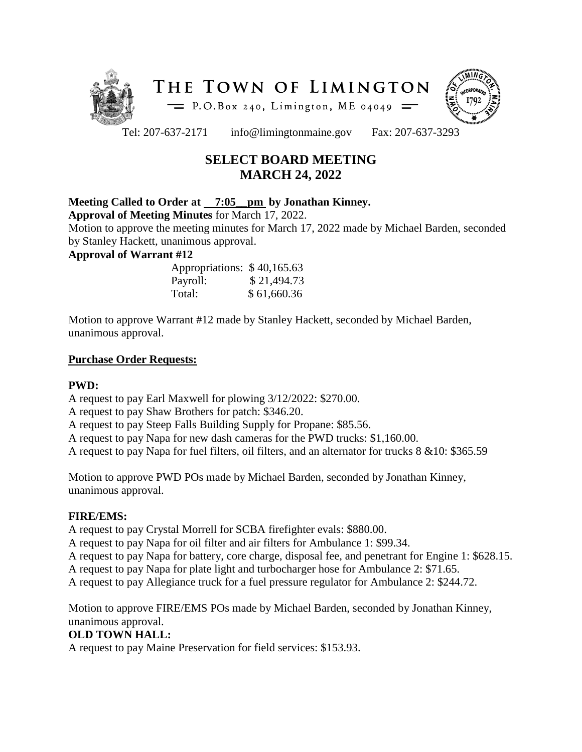# THE TOWN OF LIMINGTON

P.O.Box 240, Limington, ME 04049

Tel: 207-637-2171 info@limingtonmaine.gov Fax: 207-637-3293

## SELECT BOARD MEETING
## MARCH 24, 2022

**Meeting Called to Order at 7:05 pm by Jonathan Kinney.**

**Approval of Meeting Minutes** for March 17, 2022.

Motion to approve the meeting minutes for March 17, 2022 made by Michael Barden, seconded by Stanley Hackett, unanimous approval.

**Approval of Warrant #12**

| | |
|---|---|
| Appropriations: | $ 40,165.63 |
| Payroll: | $ 21,494.73 |
| Total: | $ 61,660.36 |

Motion to approve Warrant #12 made by Stanley Hackett, seconded by Michael Barden, unanimous approval.

**Purchase Order Requests:**

**PWD:**

A request to pay Earl Maxwell for plowing 3/12/2022: $270.00.
A request to pay Shaw Brothers for patch: $346.20.
A request to pay Steep Falls Building Supply for Propane: $85.56.
A request to pay Napa for new dash cameras for the PWD trucks: $1,160.00.
A request to pay Napa for fuel filters, oil filters, and an alternator for trucks 8 &10: $365.59

Motion to approve PWD POs made by Michael Barden, seconded by Jonathan Kinney, unanimous approval.

**FIRE/EMS:**

A request to pay Crystal Morrell for SCBA firefighter evals: $880.00.
A request to pay Napa for oil filter and air filters for Ambulance 1: $99.34.
A request to pay Napa for battery, core charge, disposal fee, and penetrant for Engine 1: $628.15.
A request to pay Napa for plate light and turbocharger hose for Ambulance 2: $71.65.
A request to pay Allegiance truck for a fuel pressure regulator for Ambulance 2: $244.72.

Motion to approve FIRE/EMS POs made by Michael Barden, seconded by Jonathan Kinney, unanimous approval.

**OLD TOWN HALL:**

A request to pay Maine Preservation for field services: $153.93.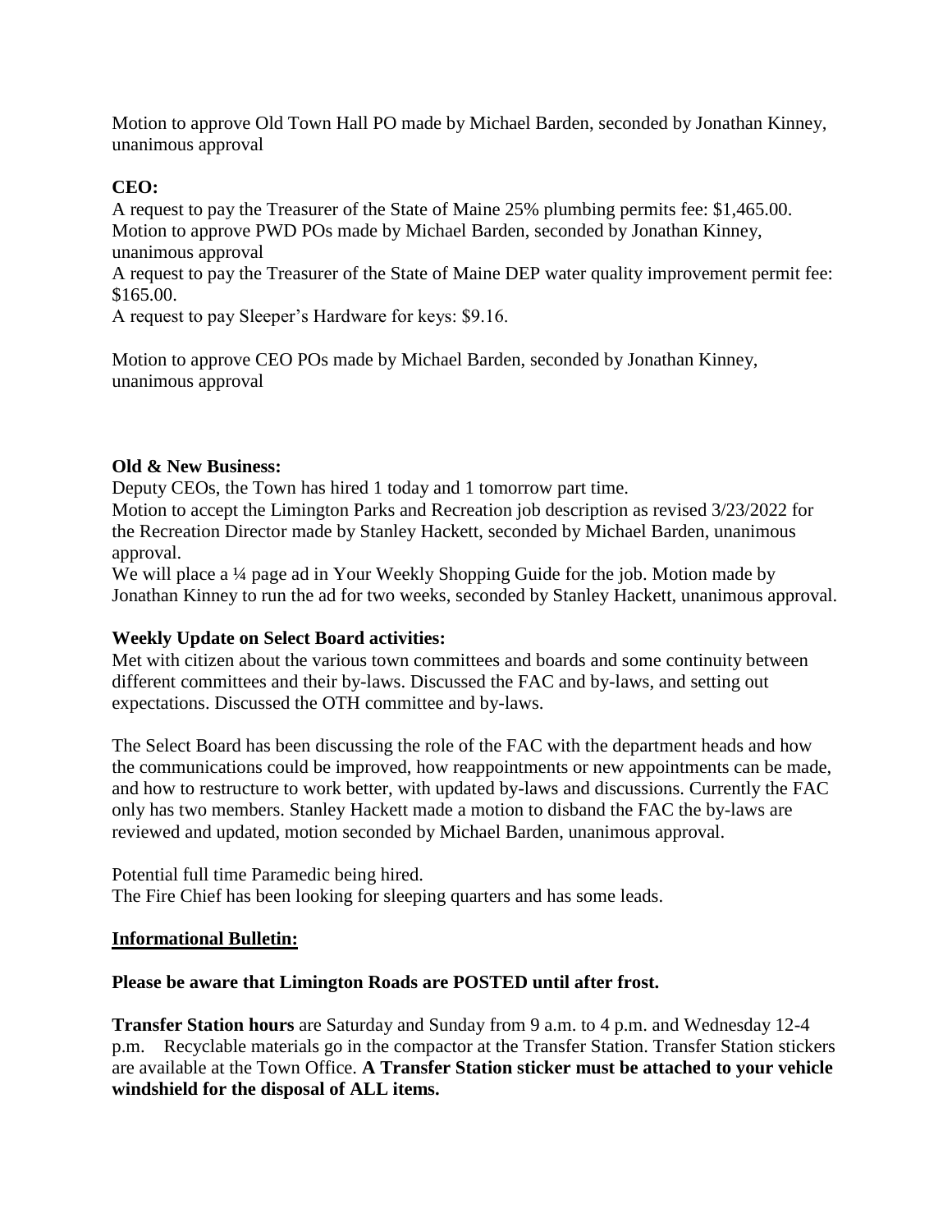Motion to approve Old Town Hall PO made by Michael Barden, seconded by Jonathan Kinney, unanimous approval

**CEO:**

A request to pay the Treasurer of the State of Maine 25% plumbing permits fee: $1,465.00.
Motion to approve PWD POs made by Michael Barden, seconded by Jonathan Kinney, unanimous approval
A request to pay the Treasurer of the State of Maine DEP water quality improvement permit fee: $165.00.
A request to pay Sleeper's Hardware for keys: $9.16.

Motion to approve CEO POs made by Michael Barden, seconded by Jonathan Kinney, unanimous approval

**Old & New Business:**

Deputy CEOs, the Town has hired 1 today and 1 tomorrow part time.
Motion to accept the Limington Parks and Recreation job description as revised 3/23/2022 for the Recreation Director made by Stanley Hackett, seconded by Michael Barden, unanimous approval.
We will place a ¼ page ad in Your Weekly Shopping Guide for the job. Motion made by Jonathan Kinney to run the ad for two weeks, seconded by Stanley Hackett, unanimous approval.

**Weekly Update on Select Board activities:**

Met with citizen about the various town committees and boards and some continuity between different committees and their by-laws. Discussed the FAC and by-laws, and setting out expectations. Discussed the OTH committee and by-laws.

The Select Board has been discussing the role of the FAC with the department heads and how the communications could be improved, how reappointments or new appointments can be made, and how to restructure to work better, with updated by-laws and discussions. Currently the FAC only has two members. Stanley Hackett made a motion to disband the FAC the by-laws are reviewed and updated, motion seconded by Michael Barden, unanimous approval.

Potential full time Paramedic being hired.
The Fire Chief has been looking for sleeping quarters and has some leads.

**Informational Bulletin:**

**Please be aware that Limington Roads are POSTED until after frost.**

**Transfer Station hours** are Saturday and Sunday from 9 a.m. to 4 p.m. and Wednesday 12-4 p.m. Recyclable materials go in the compactor at the Transfer Station. Transfer Station stickers are available at the Town Office. **A Transfer Station sticker must be attached to your vehicle windshield for the disposal of ALL items.**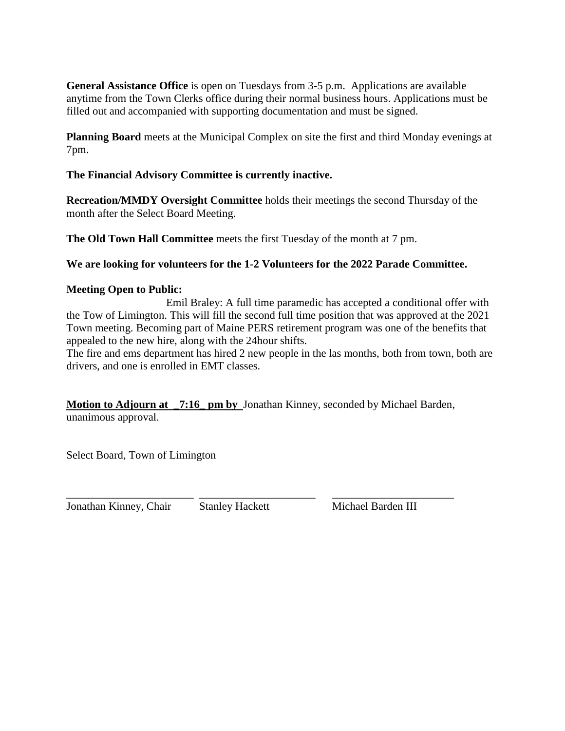**General Assistance Office** is open on Tuesdays from 3-5 p.m. Applications are available anytime from the Town Clerks office during their normal business hours. Applications must be filled out and accompanied with supporting documentation and must be signed.

**Planning Board** meets at the Municipal Complex on site the first and third Monday evenings at 7pm.

**The Financial Advisory Committee is currently inactive.**

**Recreation/MMDY Oversight Committee** holds their meetings the second Thursday of the month after the Select Board Meeting.

**The Old Town Hall Committee** meets the first Tuesday of the month at 7 pm.

**We are looking for volunteers for the 1-2 Volunteers for the 2022 Parade Committee.**

**Meeting Open to Public:**

Emil Braley: A full time paramedic has accepted a conditional offer with the Tow of Limington. This will fill the second full time position that was approved at the 2021 Town meeting. Becoming part of Maine PERS retirement program was one of the benefits that appealed to the new hire, along with the 24hour shifts.

The fire and ems department has hired 2 new people in the las months, both from town, both are drivers, and one is enrolled in EMT classes.

**Motion to Adjourn at _7:16_ pm by** Jonathan Kinney, seconded by Michael Barden, unanimous approval.

Select Board, Town of Limington

| | | |
|---|---|---|
| _______________________ | _____________________ | _____________________ |
| Jonathan Kinney, Chair | Stanley Hackett | Michael Barden III |